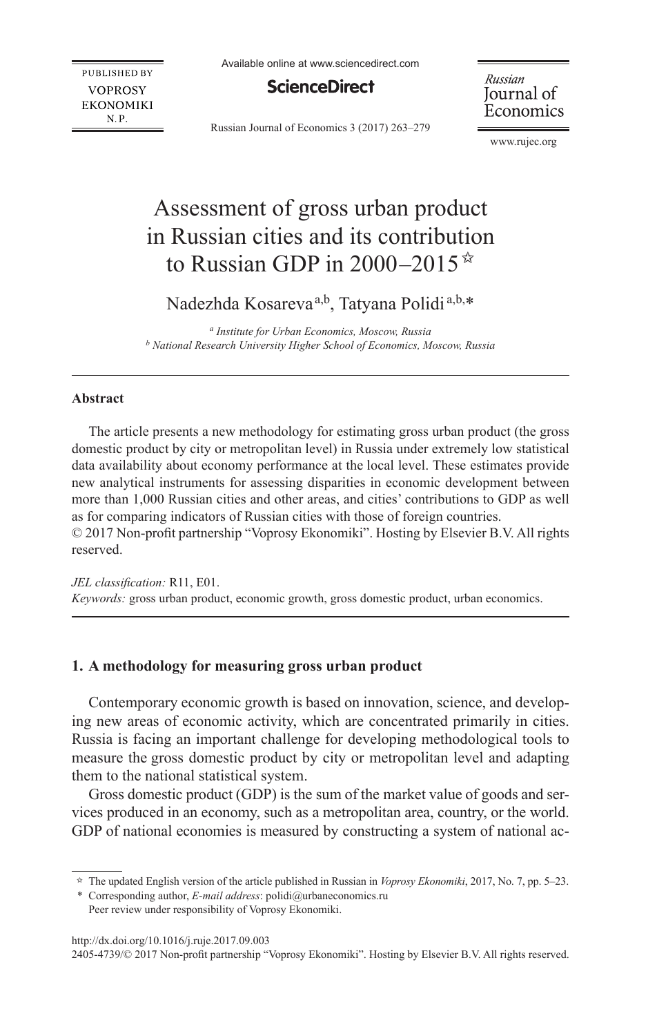# Assessment of gross urban product in Russian cities and its contribution to Russian GDP in 2000–2015 ☆

Nadezhda Kosareva [a,b], Tatyana Polidi [a,b,*]

[a] *Institute for Urban Economics, Moscow, Russia*
[b] *National Research University Higher School of Economics, Moscow, Russia*

---

**Abstract**

The article presents a new methodology for estimating gross urban product (the gross domestic product by city or metropolitan level) in Russia under extremely low statistical data availability about economy performance at the local level. These estimates provide new analytical instruments for assessing disparities in economic development between more than 1,000 Russian cities and other areas, and cities' contributions to GDP as well as for comparing indicators of Russian cities with those of foreign countries.
© 2017 Non-profit partnership "Voprosy Ekonomiki". Hosting by Elsevier B.V. All rights reserved.

*JEL classification:* R11, E01.
*Keywords:* gross urban product, economic growth, gross domestic product, urban economics.

---

## 1. A methodology for measuring gross urban product

Contemporary economic growth is based on innovation, science, and developing new areas of economic activity, which are concentrated primarily in cities. Russia is facing an important challenge for developing methodological tools to measure the gross domestic product by city or metropolitan level and adapting them to the national statistical system.

Gross domestic product (GDP) is the sum of the market value of goods and services produced in an economy, such as a metropolitan area, country, or the world. GDP of national economies is measured by constructing a system of national ac-

☆ The updated English version of the article published in Russian in *Voprosy Ekonomiki*, 2017, No. 7, pp. 5–23.
\* Corresponding author, *E-mail address*: polidi@urbaneconomics.ru
Peer review under responsibility of Voprosy Ekonomiki.

http://dx.doi.org/10.1016/j.ruje.2017.09.003
2405-4739/© 2017 Non-profit partnership "Voprosy Ekonomiki". Hosting by Elsevier B.V. All rights reserved.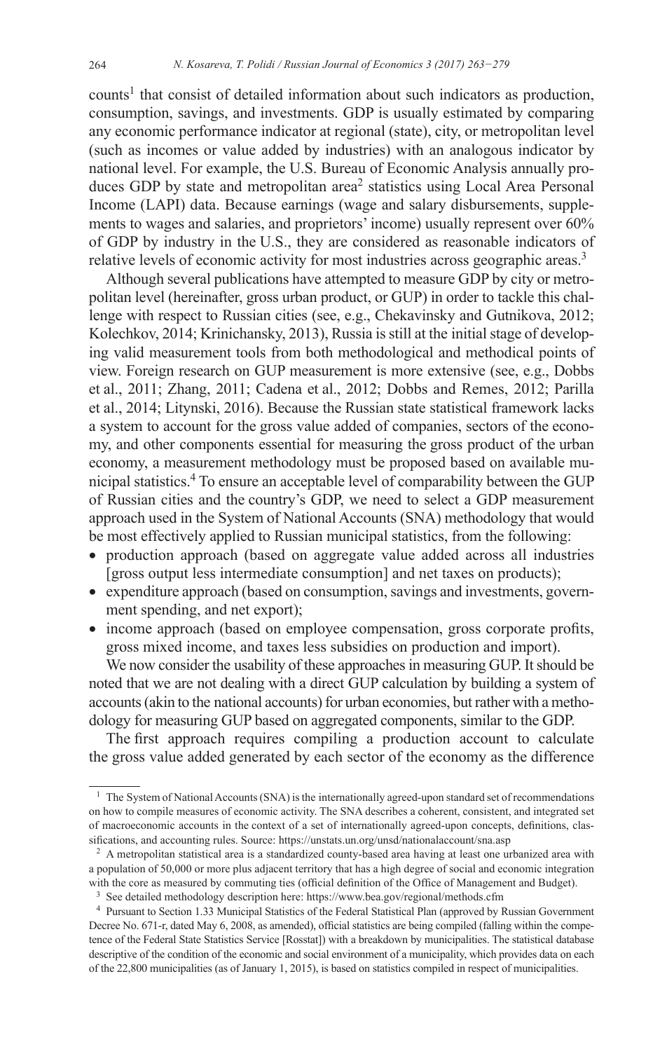counts[1] that consist of detailed information about such indicators as production, consumption, savings, and investments. GDP is usually estimated by comparing any economic performance indicator at regional (state), city, or metropolitan level (such as incomes or value added by industries) with an analogous indicator by national level. For example, the U.S. Bureau of Economic Analysis annually produces GDP by state and metropolitan area[2] statistics using Local Area Personal Income (LAPI) data. Because earnings (wage and salary disbursements, supplements to wages and salaries, and proprietors' income) usually represent over 60% of GDP by industry in the U.S., they are considered as reasonable indicators of relative levels of economic activity for most industries across geographic areas.[3]

Although several publications have attempted to measure GDP by city or metropolitan level (hereinafter, gross urban product, or GUP) in order to tackle this challenge with respect to Russian cities (see, e.g., Chekavinsky and Gutnikova, 2012; Kolechkov, 2014; Krinichansky, 2013), Russia is still at the initial stage of developing valid measurement tools from both methodological and methodical points of view. Foreign research on GUP measurement is more extensive (see, e.g., Dobbs et al., 2011; Zhang, 2011; Cadena et al., 2012; Dobbs and Remes, 2012; Parilla et al., 2014; Litynski, 2016). Because the Russian state statistical framework lacks a system to account for the gross value added of companies, sectors of the economy, and other components essential for measuring the gross product of the urban economy, a measurement methodology must be proposed based on available municipal statistics.[4] To ensure an acceptable level of comparability between the GUP of Russian cities and the country's GDP, we need to select a GDP measurement approach used in the System of National Accounts (SNA) methodology that would be most effectively applied to Russian municipal statistics, from the following:

- production approach (based on aggregate value added across all industries [gross output less intermediate consumption] and net taxes on products);
- expenditure approach (based on consumption, savings and investments, government spending, and net export);
- income approach (based on employee compensation, gross corporate profits, gross mixed income, and taxes less subsidies on production and import).

We now consider the usability of these approaches in measuring GUP. It should be noted that we are not dealing with a direct GUP calculation by building a system of accounts (akin to the national accounts) for urban economies, but rather with a methodology for measuring GUP based on aggregated components, similar to the GDP.

The first approach requires compiling a production account to calculate the gross value added generated by each sector of the economy as the difference

[1] The System of National Accounts (SNA) is the internationally agreed-upon standard set of recommendations on how to compile measures of economic activity. The SNA describes a coherent, consistent, and integrated set of macroeconomic accounts in the context of a set of internationally agreed-upon concepts, definitions, classifications, and accounting rules. Source: https://unstats.un.org/unsd/nationalaccount/sna.asp

[2] A metropolitan statistical area is a standardized county-based area having at least one urbanized area with a population of 50,000 or more plus adjacent territory that has a high degree of social and economic integration with the core as measured by commuting ties (official definition of the Office of Management and Budget).

[3] See detailed methodology description here: https://www.bea.gov/regional/methods.cfm

[4] Pursuant to Section 1.33 Municipal Statistics of the Federal Statistical Plan (approved by Russian Government Decree No. 671-r, dated May 6, 2008, as amended), official statistics are being compiled (falling within the competence of the Federal State Statistics Service [Rosstat]) with a breakdown by municipalities. The statistical database descriptive of the condition of the economic and social environment of a municipality, which provides data on each of the 22,800 municipalities (as of January 1, 2015), is based on statistics compiled in respect of municipalities.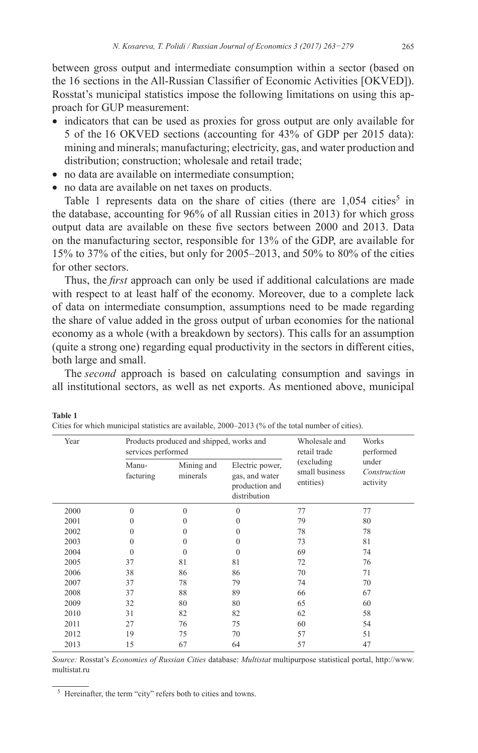between gross output and intermediate consumption within a sector (based on the 16 sections in the All-Russian Classifier of Economic Activities [OKVED]). Rosstat's municipal statistics impose the following limitations on using this approach for GUP measurement:

- indicators that can be used as proxies for gross output are only available for 5 of the 16 OKVED sections (accounting for 43% of GDP per 2015 data): mining and minerals; manufacturing; electricity, gas, and water production and distribution; construction; wholesale and retail trade;
- no data are available on intermediate consumption;
- no data are available on net taxes on products.

Table 1 represents data on the share of cities (there are 1,054 cities[5] in the database, accounting for 96% of all Russian cities in 2013) for which gross output data are available on these five sectors between 2000 and 2013. Data on the manufacturing sector, responsible for 13% of the GDP, are available for 15% to 37% of the cities, but only for 2005–2013, and 50% to 80% of the cities for other sectors.

Thus, the *first* approach can only be used if additional calculations are made with respect to at least half of the economy. Moreover, due to a complete lack of data on intermediate consumption, assumptions need to be made regarding the share of value added in the gross output of urban economies for the national economy as a whole (with a breakdown by sectors). This calls for an assumption (quite a strong one) regarding equal productivity in the sectors in different cities, both large and small.

The *second* approach is based on calculating consumption and savings in all institutional sectors, as well as net exports. As mentioned above, municipal

**Table 1**
Cities for which municipal statistics are available, 2000–2013 (% of the total number of cities).

| Year | Products produced and shipped, works and services performed | | | Wholesale and retail trade (excluding small business entities) | Works performed under *Construction* activity |
|---|---|---|---|---|---|
| | Manufacturing | Mining and minerals | Electric power, gas, and water production and distribution | | |
| 2000 | 0 | 0 | 0 | 77 | 77 |
| 2001 | 0 | 0 | 0 | 79 | 80 |
| 2002 | 0 | 0 | 0 | 78 | 78 |
| 2003 | 0 | 0 | 0 | 73 | 81 |
| 2004 | 0 | 0 | 0 | 69 | 74 |
| 2005 | 37 | 81 | 81 | 72 | 76 |
| 2006 | 38 | 86 | 86 | 70 | 71 |
| 2007 | 37 | 78 | 79 | 74 | 70 |
| 2008 | 37 | 88 | 89 | 66 | 67 |
| 2009 | 32 | 80 | 80 | 65 | 60 |
| 2010 | 31 | 82 | 82 | 62 | 58 |
| 2011 | 27 | 76 | 75 | 60 | 54 |
| 2012 | 19 | 75 | 70 | 57 | 51 |
| 2013 | 15 | 67 | 64 | 57 | 47 |

*Source:* Rosstat's *Economies of Russian Cities* database: *Multistat* multipurpose statistical portal, http://www.multistat.ru

[5] Hereinafter, the term "city" refers both to cities and towns.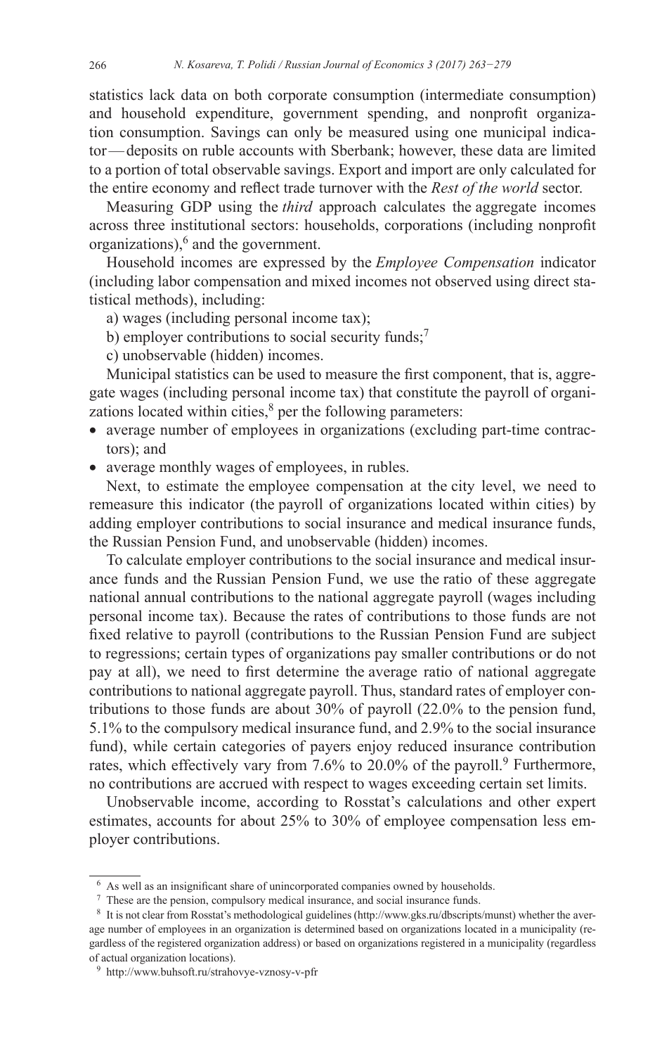statistics lack data on both corporate consumption (intermediate consumption) and household expenditure, government spending, and nonprofit organization consumption. Savings can only be measured using one municipal indicator — deposits on ruble accounts with Sberbank; however, these data are limited to a portion of total observable savings. Export and import are only calculated for the entire economy and reflect trade turnover with the *Rest of the world* sector.

Measuring GDP using the *third* approach calculates the aggregate incomes across three institutional sectors: households, corporations (including nonprofit organizations),[6] and the government.

Household incomes are expressed by the *Employee Compensation* indicator (including labor compensation and mixed incomes not observed using direct statistical methods), including:

a) wages (including personal income tax);

b) employer contributions to social security funds;[7]

c) unobservable (hidden) incomes.

Municipal statistics can be used to measure the first component, that is, aggregate wages (including personal income tax) that constitute the payroll of organizations located within cities,[8] per the following parameters:

- average number of employees in organizations (excluding part-time contractors); and
- average monthly wages of employees, in rubles.

Next, to estimate the employee compensation at the city level, we need to remeasure this indicator (the payroll of organizations located within cities) by adding employer contributions to social insurance and medical insurance funds, the Russian Pension Fund, and unobservable (hidden) incomes.

To calculate employer contributions to the social insurance and medical insurance funds and the Russian Pension Fund, we use the ratio of these aggregate national annual contributions to the national aggregate payroll (wages including personal income tax). Because the rates of contributions to those funds are not fixed relative to payroll (contributions to the Russian Pension Fund are subject to regressions; certain types of organizations pay smaller contributions or do not pay at all), we need to first determine the average ratio of national aggregate contributions to national aggregate payroll. Thus, standard rates of employer contributions to those funds are about 30% of payroll (22.0% to the pension fund, 5.1% to the compulsory medical insurance fund, and 2.9% to the social insurance fund), while certain categories of payers enjoy reduced insurance contribution rates, which effectively vary from 7.6% to 20.0% of the payroll.[9] Furthermore, no contributions are accrued with respect to wages exceeding certain set limits.

Unobservable income, according to Rosstat's calculations and other expert estimates, accounts for about 25% to 30% of employee compensation less employer contributions.

---

[6] As well as an insignificant share of unincorporated companies owned by households.

[7] These are the pension, compulsory medical insurance, and social insurance funds.

[8] It is not clear from Rosstat's methodological guidelines (http://www.gks.ru/dbscripts/munst) whether the average number of employees in an organization is determined based on organizations located in a municipality (regardless of the registered organization address) or based on organizations registered in a municipality (regardless of actual organization locations).

[9] http://www.buhsoft.ru/strahovye-vznosy-v-pfr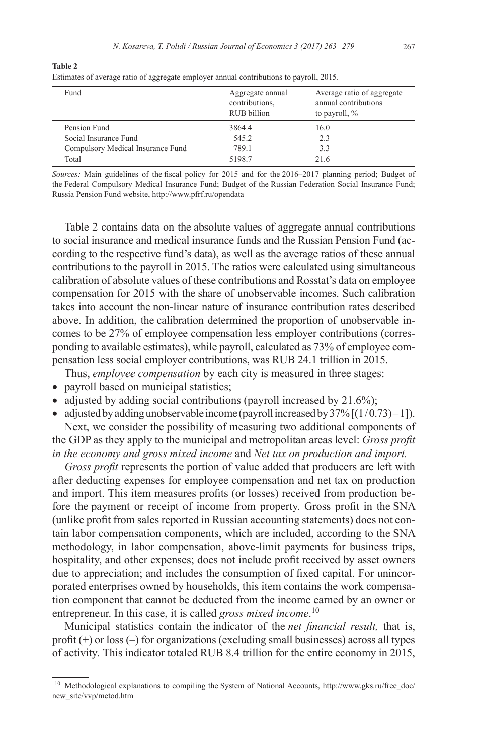**Table 2**

Estimates of average ratio of aggregate employer annual contributions to payroll, 2015.

| Fund | Aggregate annual contributions, RUB billion | Average ratio of aggregate annual contributions to payroll, % |
|---|---|---|
| Pension Fund | 3864.4 | 16.0 |
| Social Insurance Fund | 545.2 | 2.3 |
| Compulsory Medical Insurance Fund | 789.1 | 3.3 |
| Total | 5198.7 | 21.6 |

*Sources:* Main guidelines of the fiscal policy for 2015 and for the 2016–2017 planning period; Budget of the Federal Compulsory Medical Insurance Fund; Budget of the Russian Federation Social Insurance Fund; Russia Pension Fund website, http://www.pfrf.ru/opendata

Table 2 contains data on the absolute values of aggregate annual contributions to social insurance and medical insurance funds and the Russian Pension Fund (according to the respective fund's data), as well as the average ratios of these annual contributions to the payroll in 2015. The ratios were calculated using simultaneous calibration of absolute values of these contributions and Rosstat's data on employee compensation for 2015 with the share of unobservable incomes. Such calibration takes into account the non-linear nature of insurance contribution rates described above. In addition, the calibration determined the proportion of unobservable incomes to be 27% of employee compensation less employer contributions (corresponding to available estimates), while payroll, calculated as 73% of employee compensation less social employer contributions, was RUB 24.1 trillion in 2015.

Thus, *employee compensation* by each city is measured in three stages:

- payroll based on municipal statistics;
- adjusted by adding social contributions (payroll increased by 21.6%);
- adjusted by adding unobservable income (payroll increased by 37% $[(1/0.73)-1]$).

Next, we consider the possibility of measuring two additional components of the GDP as they apply to the municipal and metropolitan areas level: *Gross profit in the economy and gross mixed income* and *Net tax on production and import.*

*Gross profit* represents the portion of value added that producers are left with after deducting expenses for employee compensation and net tax on production and import. This item measures profits (or losses) received from production before the payment or receipt of income from property. Gross profit in the SNA (unlike profit from sales reported in Russian accounting statements) does not contain labor compensation components, which are included, according to the SNA methodology, in labor compensation, above-limit payments for business trips, hospitality, and other expenses; does not include profit received by asset owners due to appreciation; and includes the consumption of fixed capital. For unincorporated enterprises owned by households, this item contains the work compensation component that cannot be deducted from the income earned by an owner or entrepreneur. In this case, it is called *gross mixed income*.[10]

Municipal statistics contain the indicator of the *net financial result,* that is, profit (+) or loss (–) for organizations (excluding small businesses) across all types of activity. This indicator totaled RUB 8.4 trillion for the entire economy in 2015,

---

[10] Methodological explanations to compiling the System of National Accounts, http://www.gks.ru/free_doc/new_site/vvp/metod.htm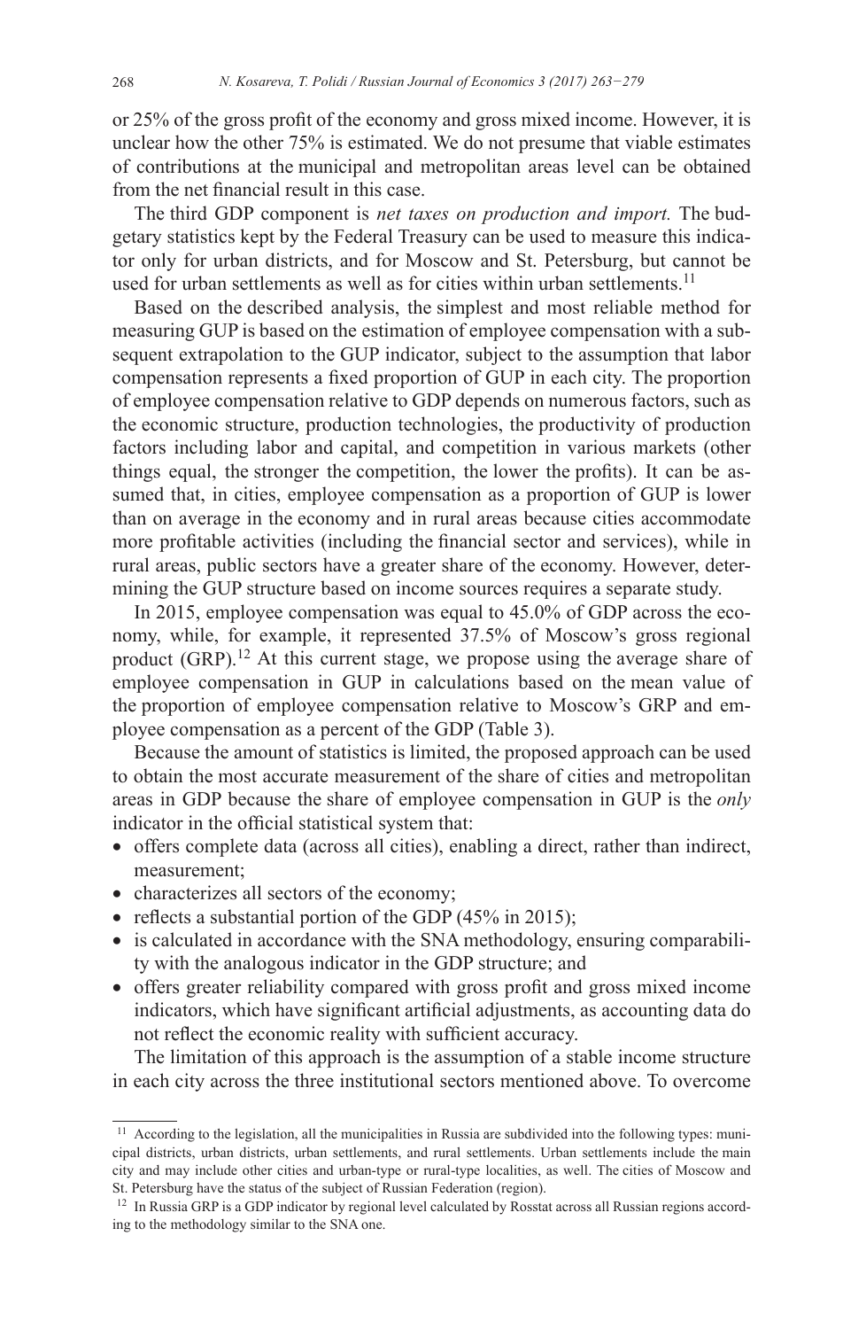or 25% of the gross profit of the economy and gross mixed income. However, it is unclear how the other 75% is estimated. We do not presume that viable estimates of contributions at the municipal and metropolitan areas level can be obtained from the net financial result in this case.

The third GDP component is *net taxes on production and import.* The budgetary statistics kept by the Federal Treasury can be used to measure this indicator only for urban districts, and for Moscow and St. Petersburg, but cannot be used for urban settlements as well as for cities within urban settlements.[11]

Based on the described analysis, the simplest and most reliable method for measuring GUP is based on the estimation of employee compensation with a subsequent extrapolation to the GUP indicator, subject to the assumption that labor compensation represents a fixed proportion of GUP in each city. The proportion of employee compensation relative to GDP depends on numerous factors, such as the economic structure, production technologies, the productivity of production factors including labor and capital, and competition in various markets (other things equal, the stronger the competition, the lower the profits). It can be assumed that, in cities, employee compensation as a proportion of GUP is lower than on average in the economy and in rural areas because cities accommodate more profitable activities (including the financial sector and services), while in rural areas, public sectors have a greater share of the economy. However, determining the GUP structure based on income sources requires a separate study.

In 2015, employee compensation was equal to 45.0% of GDP across the economy, while, for example, it represented 37.5% of Moscow's gross regional product (GRP).[12] At this current stage, we propose using the average share of employee compensation in GUP in calculations based on the mean value of the proportion of employee compensation relative to Moscow's GRP and employee compensation as a percent of the GDP (Table 3).

Because the amount of statistics is limited, the proposed approach can be used to obtain the most accurate measurement of the share of cities and metropolitan areas in GDP because the share of employee compensation in GUP is the *only* indicator in the official statistical system that:

- offers complete data (across all cities), enabling a direct, rather than indirect, measurement;
- characterizes all sectors of the economy;
- reflects a substantial portion of the GDP (45% in 2015);
- is calculated in accordance with the SNA methodology, ensuring comparability with the analogous indicator in the GDP structure; and
- offers greater reliability compared with gross profit and gross mixed income indicators, which have significant artificial adjustments, as accounting data do not reflect the economic reality with sufficient accuracy.

The limitation of this approach is the assumption of a stable income structure in each city across the three institutional sectors mentioned above. To overcome

[11] According to the legislation, all the municipalities in Russia are subdivided into the following types: municipal districts, urban districts, urban settlements, and rural settlements. Urban settlements include the main city and may include other cities and urban-type or rural-type localities, as well. The cities of Moscow and St. Petersburg have the status of the subject of Russian Federation (region).

[12] In Russia GRP is a GDP indicator by regional level calculated by Rosstat across all Russian regions according to the methodology similar to the SNA one.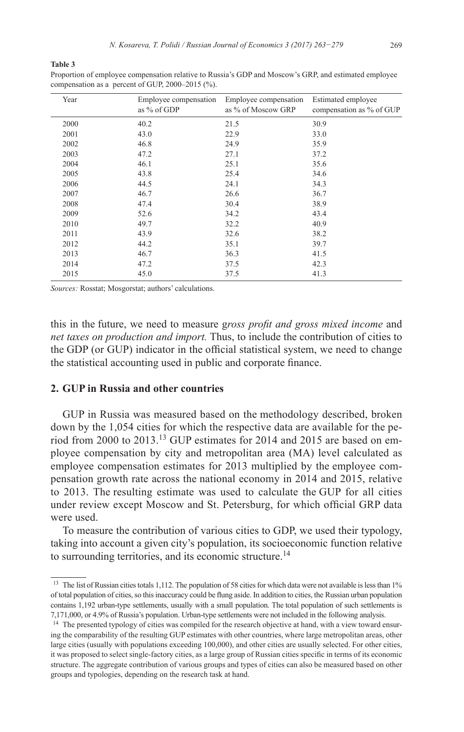**Table 3**

Proportion of employee compensation relative to Russia's GDP and Moscow's GRP, and estimated employee compensation as a percent of GUP, 2000–2015 (%).

| Year | Employee compensation as % of GDP | Employee compensation as % of Moscow GRP | Estimated employee compensation as % of GUP |
|---|---|---|---|
| 2000 | 40.2 | 21.5 | 30.9 |
| 2001 | 43.0 | 22.9 | 33.0 |
| 2002 | 46.8 | 24.9 | 35.9 |
| 2003 | 47.2 | 27.1 | 37.2 |
| 2004 | 46.1 | 25.1 | 35.6 |
| 2005 | 43.8 | 25.4 | 34.6 |
| 2006 | 44.5 | 24.1 | 34.3 |
| 2007 | 46.7 | 26.6 | 36.7 |
| 2008 | 47.4 | 30.4 | 38.9 |
| 2009 | 52.6 | 34.2 | 43.4 |
| 2010 | 49.7 | 32.2 | 40.9 |
| 2011 | 43.9 | 32.6 | 38.2 |
| 2012 | 44.2 | 35.1 | 39.7 |
| 2013 | 46.7 | 36.3 | 41.5 |
| 2014 | 47.2 | 37.5 | 42.3 |
| 2015 | 45.0 | 37.5 | 41.3 |

*Sources:* Rosstat; Mosgorstat; authors' calculations.

this in the future, we need to measure g*ross profit and gross mixed income* and *net taxes on production and import.* Thus, to include the contribution of cities to the GDP (or GUP) indicator in the official statistical system, we need to change the statistical accounting used in public and corporate finance.

## 2. GUP in Russia and other countries

GUP in Russia was measured based on the methodology described, broken down by the 1,054 cities for which the respective data are available for the period from 2000 to 2013.[13] GUP estimates for 2014 and 2015 are based on employee compensation by city and metropolitan area (MA) level calculated as employee compensation estimates for 2013 multiplied by the employee compensation growth rate across the national economy in 2014 and 2015, relative to 2013. The resulting estimate was used to calculate the GUP for all cities under review except Moscow and St. Petersburg, for which official GRP data were used.

To measure the contribution of various cities to GDP, we used their typology, taking into account a given city's population, its socioeconomic function relative to surrounding territories, and its economic structure.[14]

[13] The list of Russian cities totals 1,112. The population of 58 cities for which data were not available is less than 1% of total population of cities, so this inaccuracy could be flung aside. In addition to cities, the Russian urban population contains 1,192 urban-type settlements, usually with a small population. The total population of such settlements is 7,171,000, or 4.9% of Russia's population. Urban-type settlements were not included in the following analysis.

[14] The presented typology of cities was compiled for the research objective at hand, with a view toward ensuring the comparability of the resulting GUP estimates with other countries, where large metropolitan areas, other large cities (usually with populations exceeding 100,000), and other cities are usually selected. For other cities, it was proposed to select single-factory cities, as a large group of Russian cities specific in terms of its economic structure. The aggregate contribution of various groups and types of cities can also be measured based on other groups and typologies, depending on the research task at hand.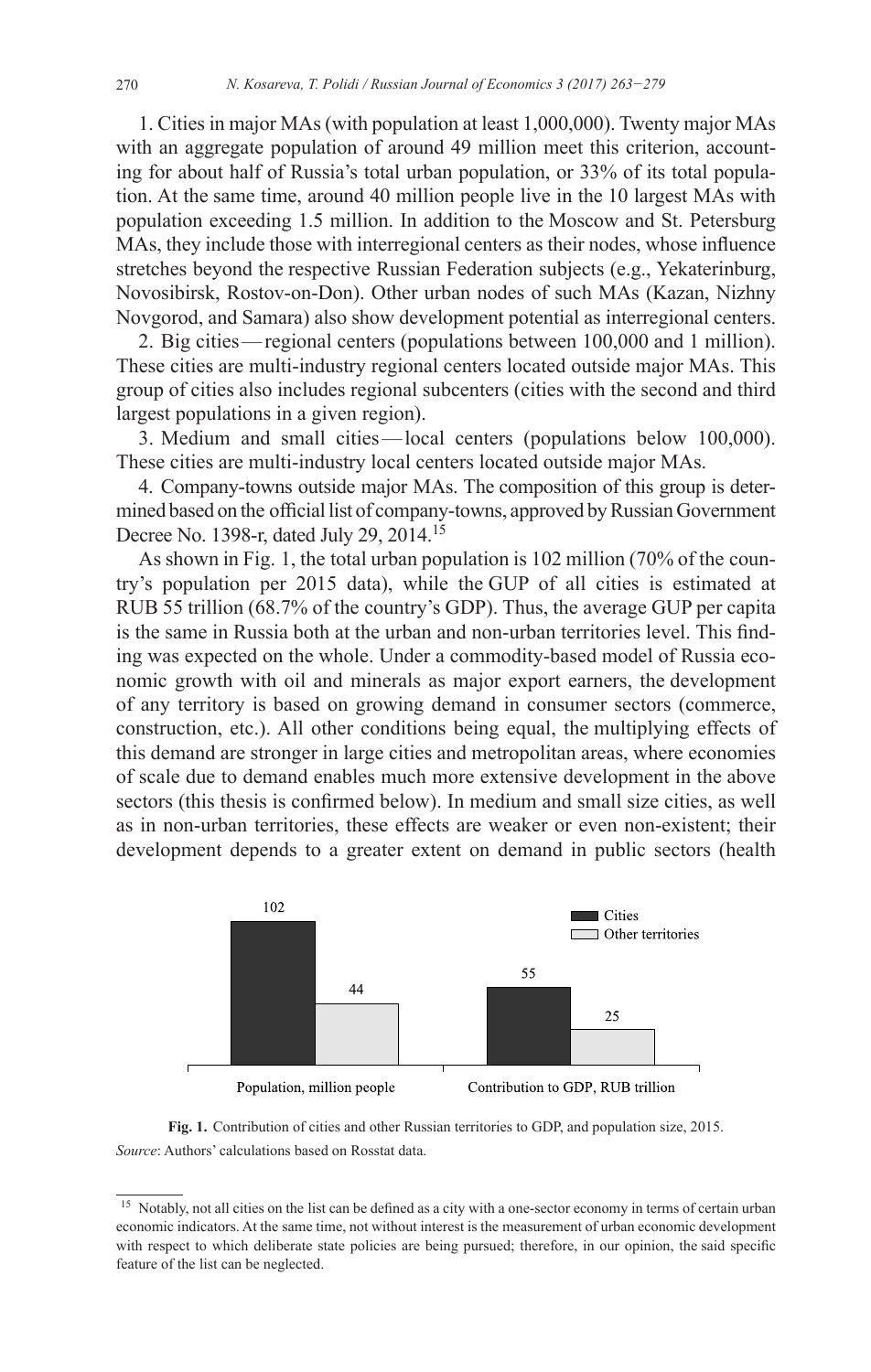1. Cities in major MAs (with population at least 1,000,000). Twenty major MAs with an aggregate population of around 49 million meet this criterion, accounting for about half of Russia's total urban population, or 33% of its total population. At the same time, around 40 million people live in the 10 largest MAs with population exceeding 1.5 million. In addition to the Moscow and St. Petersburg MAs, they include those with interregional centers as their nodes, whose influence stretches beyond the respective Russian Federation subjects (e.g., Yekaterinburg, Novosibirsk, Rostov-on-Don). Other urban nodes of such MAs (Kazan, Nizhny Novgorod, and Samara) also show development potential as interregional centers.

2. Big cities — regional centers (populations between 100,000 and 1 million). These cities are multi-industry regional centers located outside major MAs. This group of cities also includes regional subcenters (cities with the second and third largest populations in a given region).

3. Medium and small cities — local centers (populations below 100,000). These cities are multi-industry local centers located outside major MAs.

4. Company-towns outside major MAs. The composition of this group is determined based on the official list of company-towns, approved by Russian Government Decree No. 1398-r, dated July 29, 2014.[15]

As shown in Fig. 1, the total urban population is 102 million (70% of the country's population per 2015 data), while the GUP of all cities is estimated at RUB 55 trillion (68.7% of the country's GDP). Thus, the average GUP per capita is the same in Russia both at the urban and non-urban territories level. This finding was expected on the whole. Under a commodity-based model of Russia economic growth with oil and minerals as major export earners, the development of any territory is based on growing demand in consumer sectors (commerce, construction, etc.). All other conditions being equal, the multiplying effects of this demand are stronger in large cities and metropolitan areas, where economies of scale due to demand enables much more extensive development in the above sectors (this thesis is confirmed below). In medium and small size cities, as well as in non-urban territories, these effects are weaker or even non-existent; their development depends to a greater extent on demand in public sectors (health

| | Cities | Other territories |
|---|---|---|
| Population, million people | 102 | 44 |
| Contribution to GDP, RUB trillion | 55 | 25 |

**Fig. 1.** Contribution of cities and other Russian territories to GDP, and population size, 2015.
*Source*: Authors' calculations based on Rosstat data.

[15] Notably, not all cities on the list can be defined as a city with a one-sector economy in terms of certain urban economic indicators. At the same time, not without interest is the measurement of urban economic development with respect to which deliberate state policies are being pursued; therefore, in our opinion, the said specific feature of the list can be neglected.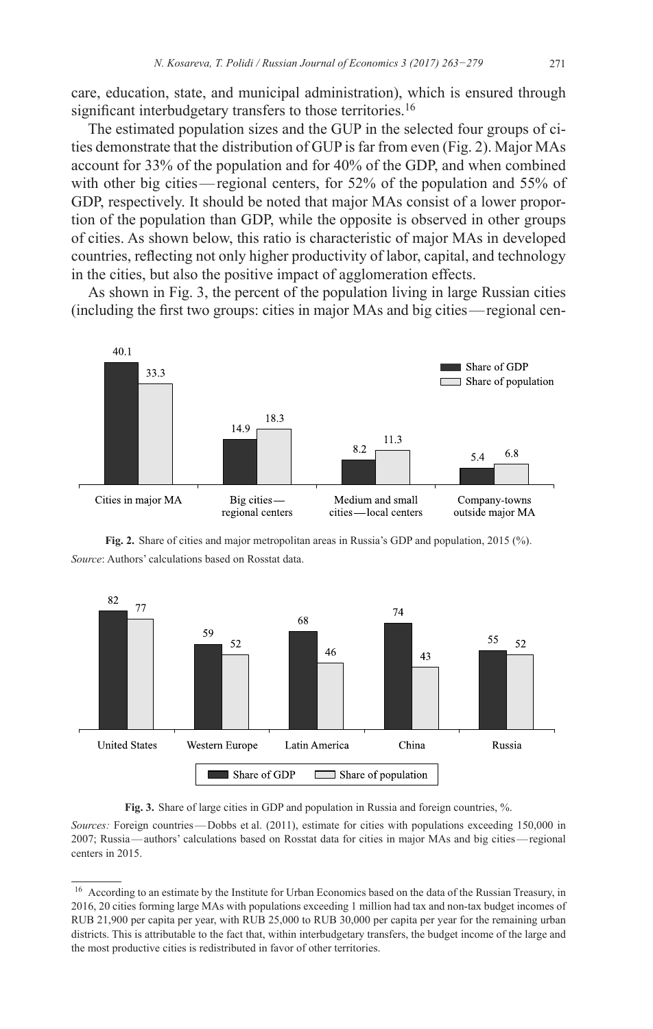care, education, state, and municipal administration), which is ensured through significant interbudgetary transfers to those territories.[16]

The estimated population sizes and the GUP in the selected four groups of cities demonstrate that the distribution of GUP is far from even (Fig. 2). Major MAs account for 33% of the population and for 40% of the GDP, and when combined with other big cities — regional centers, for 52% of the population and 55% of GDP, respectively. It should be noted that major MAs consist of a lower proportion of the population than GDP, while the opposite is observed in other groups of cities. As shown below, this ratio is characteristic of major MAs in developed countries, reflecting not only higher productivity of labor, capital, and technology in the cities, but also the positive impact of agglomeration effects.

As shown in Fig. 3, the percent of the population living in large Russian cities (including the first two groups: cities in major MAs and big cities — regional cen-

| | Share of GDP | Share of population |
|---|---|---|
| Cities in major MA | 40.1 | 33.3 |
| Big cities — regional centers | 14.9 | 18.3 |
| Medium and small cities — local centers | 8.2 | 11.3 |
| Company-towns outside major MA | 5.4 | 6.8 |

**Fig. 2.** Share of cities and major metropolitan areas in Russia's GDP and population, 2015 (%).

*Source*: Authors' calculations based on Rosstat data.

| | Share of GDP | Share of population |
|---|---|---|
| United States | 82 | 77 |
| Western Europe | 59 | 52 |
| Latin America | 68 | 46 |
| China | 74 | 43 |
| Russia | 55 | 52 |

**Fig. 3.** Share of large cities in GDP and population in Russia and foreign countries, %.

*Sources:* Foreign countries — Dobbs et al. (2011), estimate for cities with populations exceeding 150,000 in 2007; Russia — authors' calculations based on Rosstat data for cities in major MAs and big cities — regional centers in 2015.

---

[16] According to an estimate by the Institute for Urban Economics based on the data of the Russian Treasury, in 2016, 20 cities forming large MAs with populations exceeding 1 million had tax and non-tax budget incomes of RUB 21,900 per capita per year, with RUB 25,000 to RUB 30,000 per capita per year for the remaining urban districts. This is attributable to the fact that, within interbudgetary transfers, the budget income of the large and the most productive cities is redistributed in favor of other territories.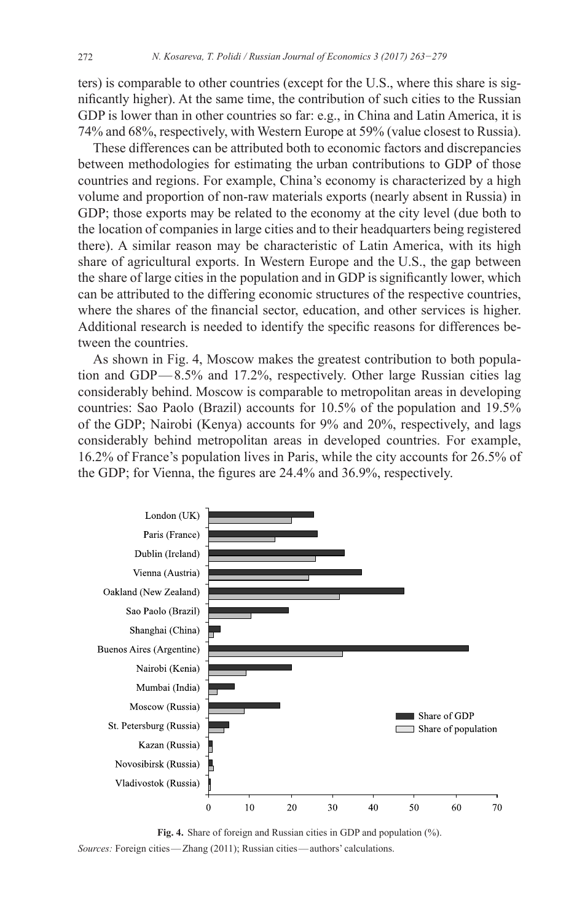ters) is comparable to other countries (except for the U.S., where this share is significantly higher). At the same time, the contribution of such cities to the Russian GDP is lower than in other countries so far: e.g., in China and Latin America, it is 74% and 68%, respectively, with Western Europe at 59% (value closest to Russia).

These differences can be attributed both to economic factors and discrepancies between methodologies for estimating the urban contributions to GDP of those countries and regions. For example, China's economy is characterized by a high volume and proportion of non-raw materials exports (nearly absent in Russia) in GDP; those exports may be related to the economy at the city level (due both to the location of companies in large cities and to their headquarters being registered there). A similar reason may be characteristic of Latin America, with its high share of agricultural exports. In Western Europe and the U.S., the gap between the share of large cities in the population and in GDP is significantly lower, which can be attributed to the differing economic structures of the respective countries, where the shares of the financial sector, education, and other services is higher. Additional research is needed to identify the specific reasons for differences between the countries.

As shown in Fig. 4, Moscow makes the greatest contribution to both population and GDP—8.5% and 17.2%, respectively. Other large Russian cities lag considerably behind. Moscow is comparable to metropolitan areas in developing countries: Sao Paolo (Brazil) accounts for 10.5% of the population and 19.5% of the GDP; Nairobi (Kenya) accounts for 9% and 20%, respectively, and lags considerably behind metropolitan areas in developed countries. For example, 16.2% of France's population lives in Paris, while the city accounts for 26.5% of the GDP; for Vienna, the figures are 24.4% and 36.9%, respectively.

**Fig. 4.** Share of foreign and Russian cities in GDP and population (%).

*Sources:* Foreign cities—Zhang (2011); Russian cities—authors' calculations.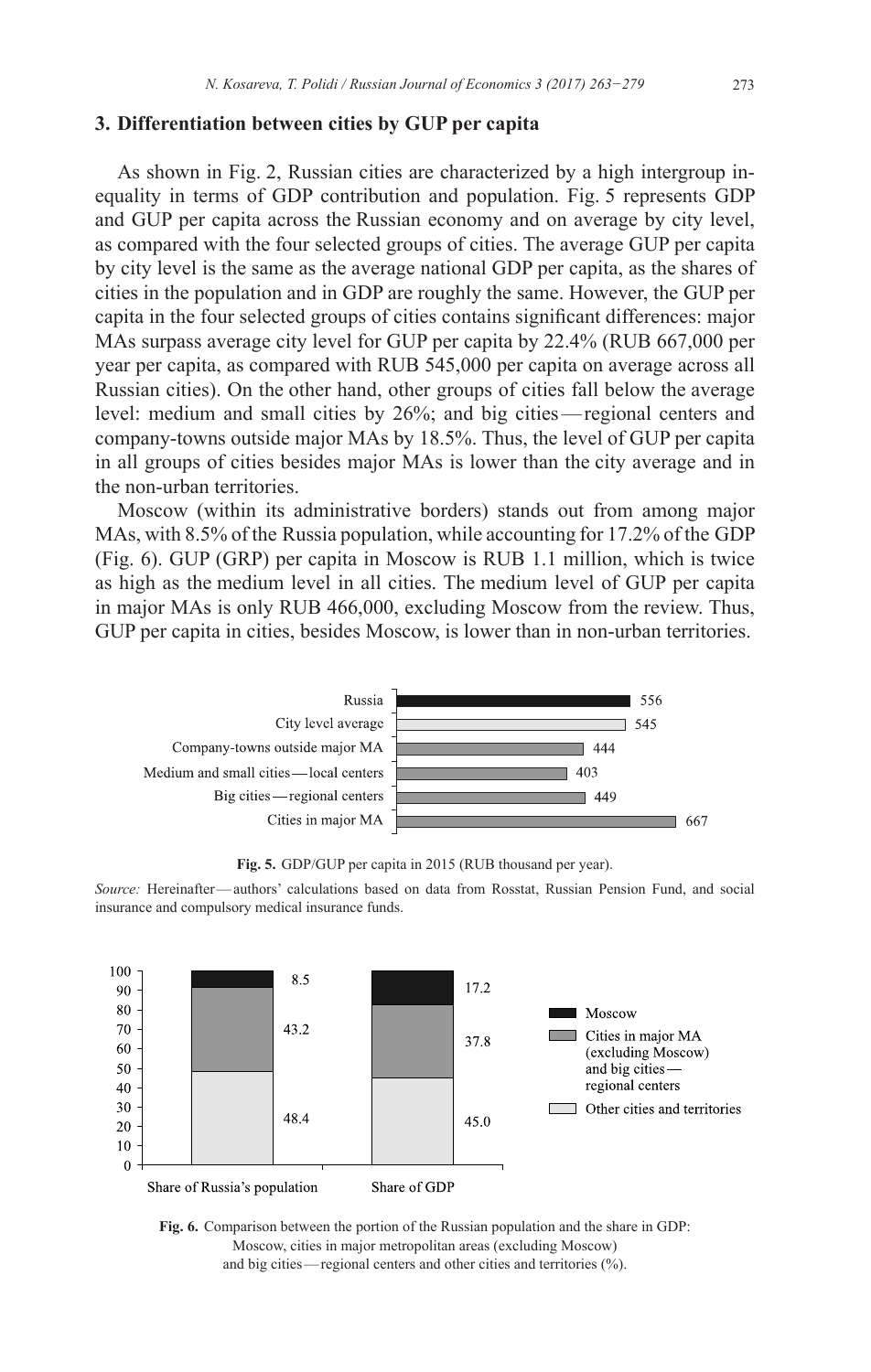## 3. Differentiation between cities by GUP per capita

As shown in Fig. 2, Russian cities are characterized by a high intergroup inequality in terms of GDP contribution and population. Fig. 5 represents GDP and GUP per capita across the Russian economy and on average by city level, as compared with the four selected groups of cities. The average GUP per capita by city level is the same as the average national GDP per capita, as the shares of cities in the population and in GDP are roughly the same. However, the GUP per capita in the four selected groups of cities contains significant differences: major MAs surpass average city level for GUP per capita by 22.4% (RUB 667,000 per year per capita, as compared with RUB 545,000 per capita on average across all Russian cities). On the other hand, other groups of cities fall below the average level: medium and small cities by 26%; and big cities — regional centers and company-towns outside major MAs by 18.5%. Thus, the level of GUP per capita in all groups of cities besides major MAs is lower than the city average and in the non-urban territories.

Moscow (within its administrative borders) stands out from among major MAs, with 8.5% of the Russia population, while accounting for 17.2% of the GDP (Fig. 6). GUP (GRP) per capita in Moscow is RUB 1.1 million, which is twice as high as the medium level in all cities. The medium level of GUP per capita in major MAs is only RUB 466,000, excluding Moscow from the review. Thus, GUP per capita in cities, besides Moscow, is lower than in non-urban territories.

| Category | GDP/GUP per capita (RUB thousand per year) |
|---|---|
| Russia | 556 |
| City level average | 545 |
| Company-towns outside major MA | 444 |
| Medium and small cities — local centers | 403 |
| Big cities — regional centers | 449 |
| Cities in major MA | 667 |

**Fig. 5.** GDP/GUP per capita in 2015 (RUB thousand per year).

*Source:* Hereinafter — authors' calculations based on data from Rosstat, Russian Pension Fund, and social insurance and compulsory medical insurance funds.

| | Share of Russia's population | Share of GDP |
|---|---|---|
| Moscow | 8.5 | 17.2 |
| Cities in major MA (excluding Moscow) and big cities — regional centers | 43.2 | 37.8 |
| Other cities and territories | 48.4 | 45.0 |

**Fig. 6.** Comparison between the portion of the Russian population and the share in GDP: Moscow, cities in major metropolitan areas (excluding Moscow) and big cities — regional centers and other cities and territories (%).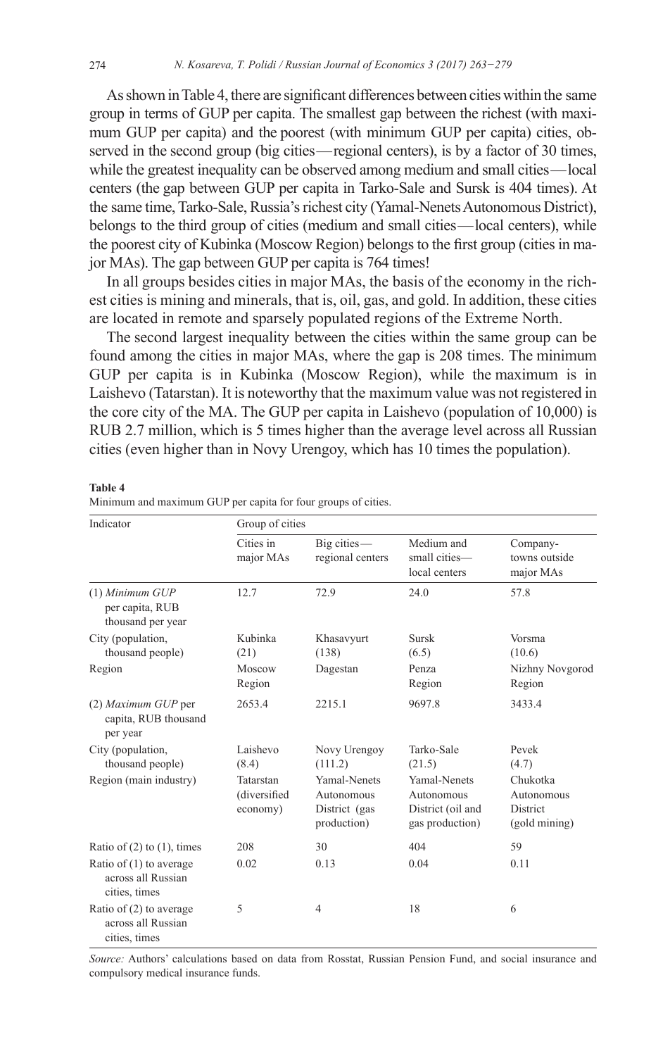As shown in Table 4, there are significant differences between cities within the same group in terms of GUP per capita. The smallest gap between the richest (with maximum GUP per capita) and the poorest (with minimum GUP per capita) cities, observed in the second group (big cities—regional centers), is by a factor of 30 times, while the greatest inequality can be observed among medium and small cities—local centers (the gap between GUP per capita in Tarko-Sale and Sursk is 404 times). At the same time, Tarko-Sale, Russia's richest city (Yamal-Nenets Autonomous District), belongs to the third group of cities (medium and small cities—local centers), while the poorest city of Kubinka (Moscow Region) belongs to the first group (cities in major MAs). The gap between GUP per capita is 764 times!

In all groups besides cities in major MAs, the basis of the economy in the richest cities is mining and minerals, that is, oil, gas, and gold. In addition, these cities are located in remote and sparsely populated regions of the Extreme North.

The second largest inequality between the cities within the same group can be found among the cities in major MAs, where the gap is 208 times. The minimum GUP per capita is in Kubinka (Moscow Region), while the maximum is in Laishevo (Tatarstan). It is noteworthy that the maximum value was not registered in the core city of the MA. The GUP per capita in Laishevo (population of 10,000) is RUB 2.7 million, which is 5 times higher than the average level across all Russian cities (even higher than in Novy Urengoy, which has 10 times the population).

**Table 4**

Minimum and maximum GUP per capita for four groups of cities.

| Indicator | Group of cities | | | |
|---|---|---|---|---|
| | Cities in major MAs | Big cities—regional centers | Medium and small cities—local centers | Company-towns outside major MAs |
| (1) *Minimum GUP* per capita, RUB thousand per year | 12.7 | 72.9 | 24.0 | 57.8 |
| City (population, thousand people) | Kubinka (21) | Khasavyurt (138) | Sursk (6.5) | Vorsma (10.6) |
| Region | Moscow Region | Dagestan | Penza Region | Nizhny Novgorod Region |
| (2) *Maximum GUP* per capita, RUB thousand per year | 2653.4 | 2215.1 | 9697.8 | 3433.4 |
| City (population, thousand people) | Laishevo (8.4) | Novy Urengoy (111.2) | Tarko-Sale (21.5) | Pevek (4.7) |
| Region (main industry) | Tatarstan (diversified economy) | Yamal-Nenets Autonomous District (gas production) | Yamal-Nenets Autonomous District (oil and gas production) | Chukotka Autonomous District (gold mining) |
| Ratio of (2) to (1), times | 208 | 30 | 404 | 59 |
| Ratio of (1) to average across all Russian cities, times | 0.02 | 0.13 | 0.04 | 0.11 |
| Ratio of (2) to average across all Russian cities, times | 5 | 4 | 18 | 6 |

*Source:* Authors' calculations based on data from Rosstat, Russian Pension Fund, and social insurance and compulsory medical insurance funds.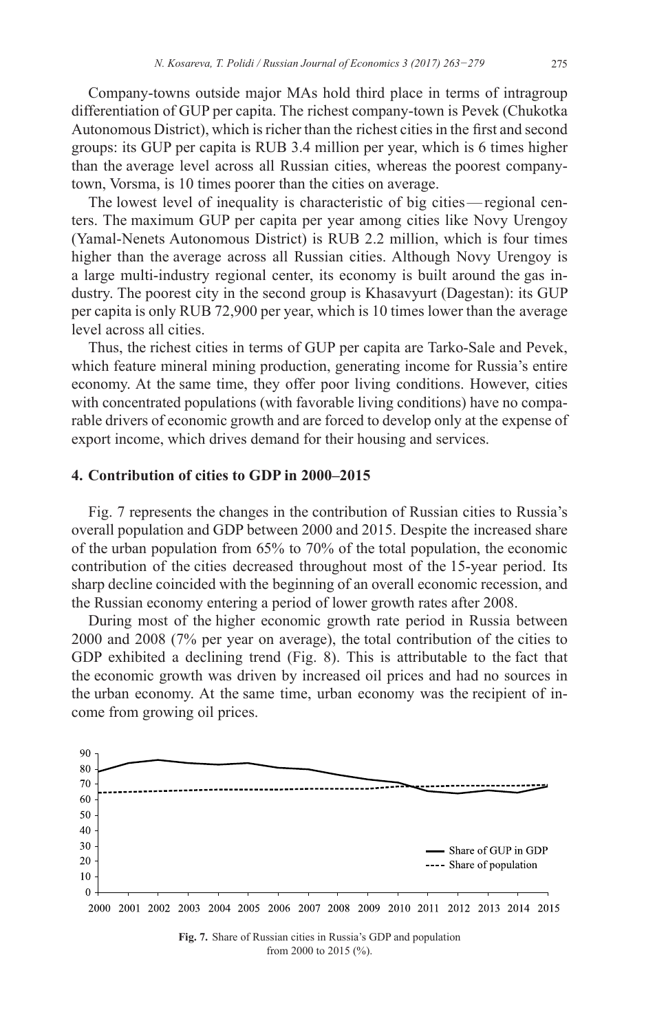Company-towns outside major MAs hold third place in terms of intragroup differentiation of GUP per capita. The richest company-town is Pevek (Chukotka Autonomous District), which is richer than the richest cities in the first and second groups: its GUP per capita is RUB 3.4 million per year, which is 6 times higher than the average level across all Russian cities, whereas the poorest company-town, Vorsma, is 10 times poorer than the cities on average.

The lowest level of inequality is characteristic of big cities — regional centers. The maximum GUP per capita per year among cities like Novy Urengoy (Yamal-Nenets Autonomous District) is RUB 2.2 million, which is four times higher than the average across all Russian cities. Although Novy Urengoy is a large multi-industry regional center, its economy is built around the gas industry. The poorest city in the second group is Khasavyurt (Dagestan): its GUP per capita is only RUB 72,900 per year, which is 10 times lower than the average level across all cities.

Thus, the richest cities in terms of GUP per capita are Tarko-Sale and Pevek, which feature mineral mining production, generating income for Russia's entire economy. At the same time, they offer poor living conditions. However, cities with concentrated populations (with favorable living conditions) have no comparable drivers of economic growth and are forced to develop only at the expense of export income, which drives demand for their housing and services.

## 4. Contribution of cities to GDP in 2000–2015

Fig. 7 represents the changes in the contribution of Russian cities to Russia's overall population and GDP between 2000 and 2015. Despite the increased share of the urban population from 65% to 70% of the total population, the economic contribution of the cities decreased throughout most of the 15-year period. Its sharp decline coincided with the beginning of an overall economic recession, and the Russian economy entering a period of lower growth rates after 2008.

During most of the higher economic growth rate period in Russia between 2000 and 2008 (7% per year on average), the total contribution of the cities to GDP exhibited a declining trend (Fig. 8). This is attributable to the fact that the economic growth was driven by increased oil prices and had no sources in the urban economy. At the same time, urban economy was the recipient of income from growing oil prices.

**Fig. 7.** Share of Russian cities in Russia's GDP and population from 2000 to 2015 (%).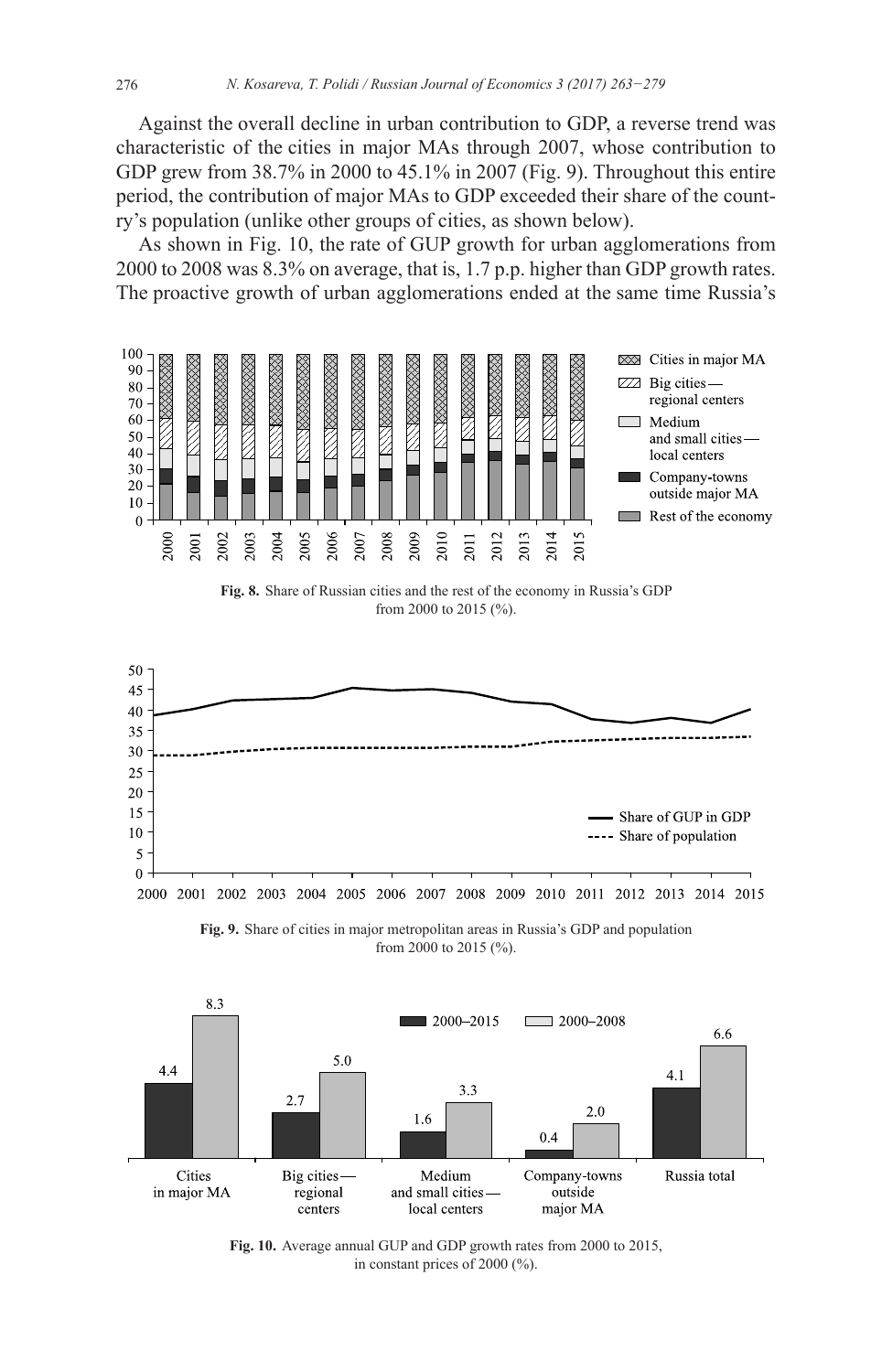Against the overall decline in urban contribution to GDP, a reverse trend was characteristic of the cities in major MAs through 2007, whose contribution to GDP grew from 38.7% in 2000 to 45.1% in 2007 (Fig. 9). Throughout this entire period, the contribution of major MAs to GDP exceeded their share of the country's population (unlike other groups of cities, as shown below).

As shown in Fig. 10, the rate of GUP growth for urban agglomerations from 2000 to 2008 was 8.3% on average, that is, 1.7 p.p. higher than GDP growth rates. The proactive growth of urban agglomerations ended at the same time Russia's

**Fig. 8.** Share of Russian cities and the rest of the economy in Russia's GDP from 2000 to 2015 (%).

**Fig. 9.** Share of cities in major metropolitan areas in Russia's GDP and population from 2000 to 2015 (%).

**Fig. 10.** Average annual GUP and GDP growth rates from 2000 to 2015, in constant prices of 2000 (%).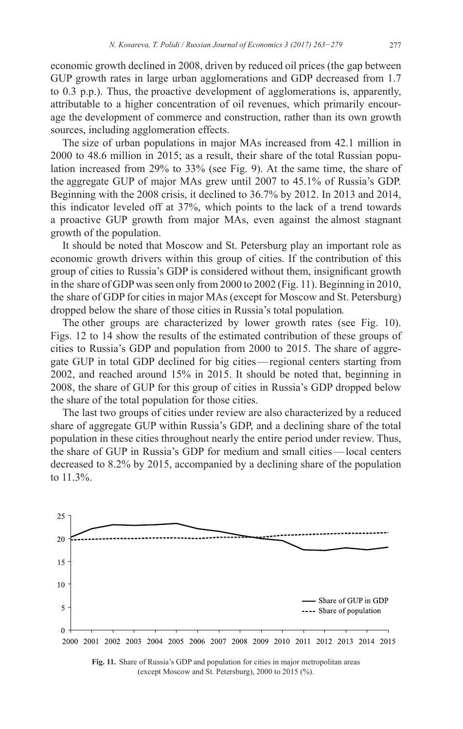economic growth declined in 2008, driven by reduced oil prices (the gap between GUP growth rates in large urban agglomerations and GDP decreased from 1.7 to 0.3 p.p.). Thus, the proactive development of agglomerations is, apparently, attributable to a higher concentration of oil revenues, which primarily encourage the development of commerce and construction, rather than its own growth sources, including agglomeration effects.

The size of urban populations in major MAs increased from 42.1 million in 2000 to 48.6 million in 2015; as a result, their share of the total Russian population increased from 29% to 33% (see Fig. 9). At the same time, the share of the aggregate GUP of major MAs grew until 2007 to 45.1% of Russia's GDP. Beginning with the 2008 crisis, it declined to 36.7% by 2012. In 2013 and 2014, this indicator leveled off at 37%, which points to the lack of a trend towards a proactive GUP growth from major MAs, even against the almost stagnant growth of the population.

It should be noted that Moscow and St. Petersburg play an important role as economic growth drivers within this group of cities. If the contribution of this group of cities to Russia's GDP is considered without them, insignificant growth in the share of GDP was seen only from 2000 to 2002 (Fig. 11). Beginning in 2010, the share of GDP for cities in major MAs (except for Moscow and St. Petersburg) dropped below the share of those cities in Russia's total population.

The other groups are characterized by lower growth rates (see Fig. 10). Figs. 12 to 14 show the results of the estimated contribution of these groups of cities to Russia's GDP and population from 2000 to 2015. The share of aggregate GUP in total GDP declined for big cities — regional centers starting from 2002, and reached around 15% in 2015. It should be noted that, beginning in 2008, the share of GUP for this group of cities in Russia's GDP dropped below the share of the total population for those cities.

The last two groups of cities under review are also characterized by a reduced share of aggregate GUP within Russia's GDP, and a declining share of the total population in these cities throughout nearly the entire period under review. Thus, the share of GUP in Russia's GDP for medium and small cities — local centers decreased to 8.2% by 2015, accompanied by a declining share of the population to 11.3%.

**Fig. 11.** Share of Russia's GDP and population for cities in major metropolitan areas (except Moscow and St. Petersburg), 2000 to 2015 (%).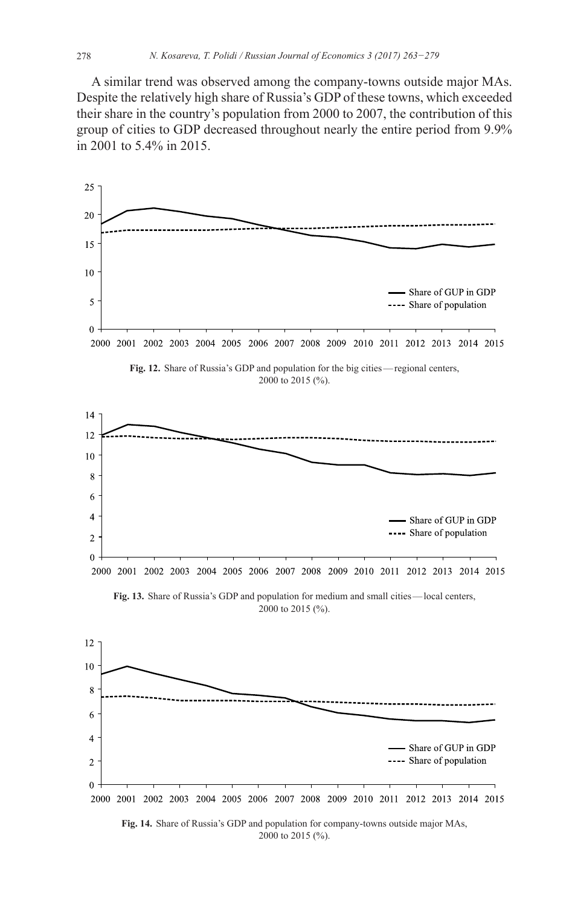A similar trend was observed among the company-towns outside major MAs. Despite the relatively high share of Russia's GDP of these towns, which exceeded their share in the country's population from 2000 to 2007, the contribution of this group of cities to GDP decreased throughout nearly the entire period from 9.9% in 2001 to 5.4% in 2015.

**Fig. 12.** Share of Russia's GDP and population for the big cities — regional centers, 2000 to 2015 (%).

**Fig. 13.** Share of Russia's GDP and population for medium and small cities — local centers, 2000 to 2015 (%).

**Fig. 14.** Share of Russia's GDP and population for company-towns outside major MAs, 2000 to 2015 (%).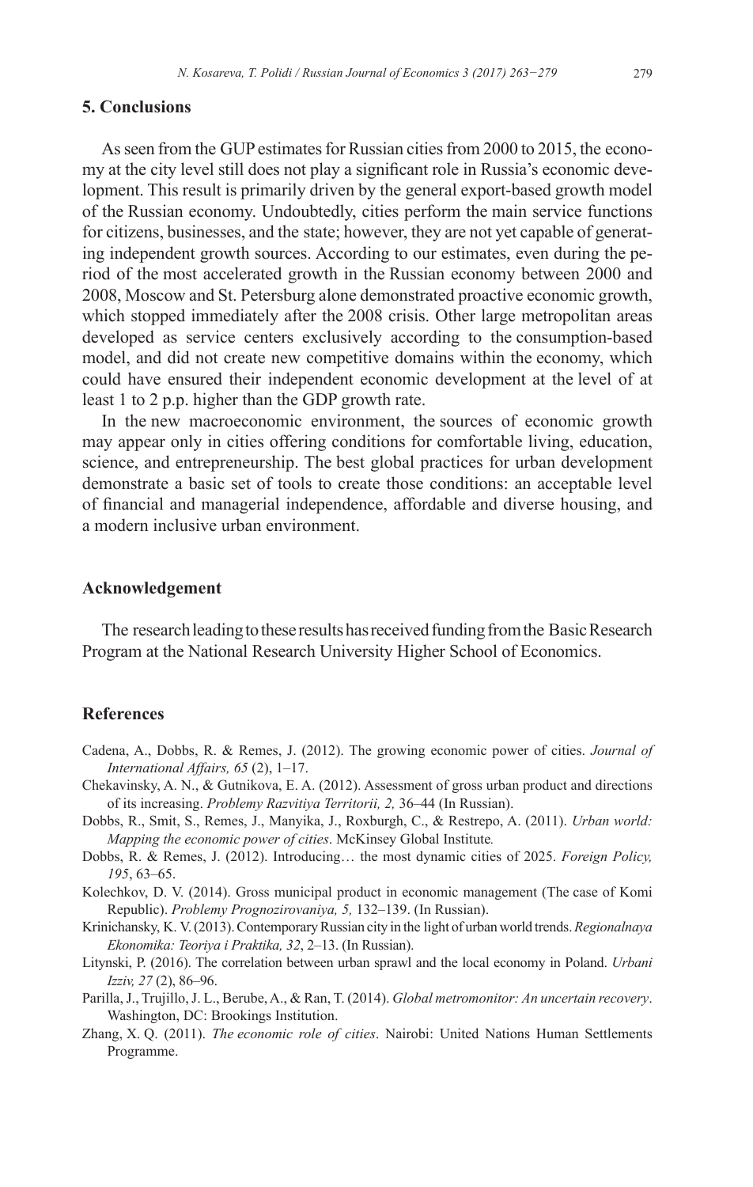## 5. Conclusions

As seen from the GUP estimates for Russian cities from 2000 to 2015, the economy at the city level still does not play a significant role in Russia's economic development. This result is primarily driven by the general export-based growth model of the Russian economy. Undoubtedly, cities perform the main service functions for citizens, businesses, and the state; however, they are not yet capable of generating independent growth sources. According to our estimates, even during the period of the most accelerated growth in the Russian economy between 2000 and 2008, Moscow and St. Petersburg alone demonstrated proactive economic growth, which stopped immediately after the 2008 crisis. Other large metropolitan areas developed as service centers exclusively according to the consumption-based model, and did not create new competitive domains within the economy, which could have ensured their independent economic development at the level of at least 1 to 2 p.p. higher than the GDP growth rate.

In the new macroeconomic environment, the sources of economic growth may appear only in cities offering conditions for comfortable living, education, science, and entrepreneurship. The best global practices for urban development demonstrate a basic set of tools to create those conditions: an acceptable level of financial and managerial independence, affordable and diverse housing, and a modern inclusive urban environment.

## Acknowledgement

The research leading to these results has received funding from the Basic Research Program at the National Research University Higher School of Economics.

## References

Cadena, A., Dobbs, R. & Remes, J. (2012). The growing economic power of cities. *Journal of International Affairs, 65* (2), 1–17.

Chekavinsky, A. N., & Gutnikova, E. A. (2012). Assessment of gross urban product and directions of its increasing. *Problemy Razvitiya Territorii, 2,* 36–44 (In Russian).

Dobbs, R., Smit, S., Remes, J., Manyika, J., Roxburgh, C., & Restrepo, A. (2011). *Urban world: Mapping the economic power of cities*. McKinsey Global Institute.

Dobbs, R. & Remes, J. (2012). Introducing… the most dynamic cities of 2025. *Foreign Policy, 195*, 63–65.

Kolechkov, D. V. (2014). Gross municipal product in economic management (The case of Komi Republic). *Problemy Prognozirovaniya, 5,* 132–139. (In Russian).

Krinichansky, K. V. (2013). Contemporary Russian city in the light of urban world trends. *Regionalnaya Ekonomika: Teoriya i Praktika, 32*, 2–13. (In Russian).

Litynski, P. (2016). The correlation between urban sprawl and the local economy in Poland. *Urbani Izziv, 27* (2), 86–96.

Parilla, J., Trujillo, J. L., Berube, A., & Ran, T. (2014). *Global metromonitor: An uncertain recovery*. Washington, DC: Brookings Institution.

Zhang, X. Q. (2011). *The economic role of cities*. Nairobi: United Nations Human Settlements Programme.